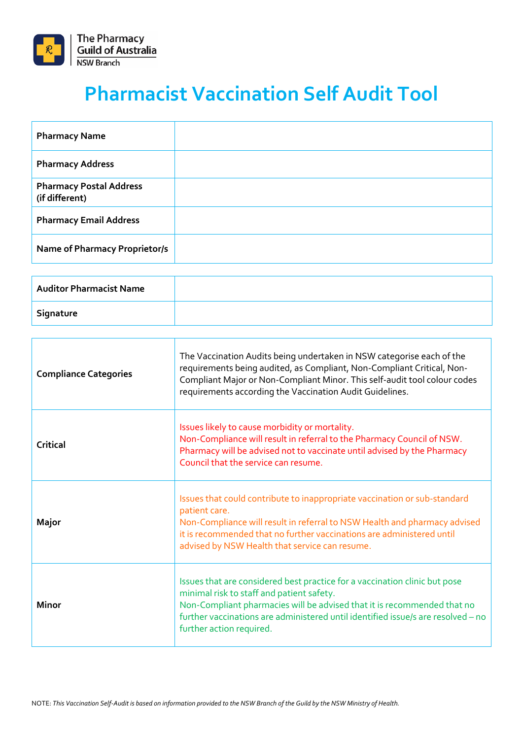The Pharmacy Guild of Australia
NSW Branch

# Pharmacist Vaccination Self Audit Tool

| Pharmacy Name | |
|---|---|
| Pharmacy Address | |
| Pharmacy Postal Address (if different) | |
| Pharmacy Email Address | |
| Name of Pharmacy Proprietor/s | |

| Auditor Pharmacist Name | |
|---|---|
| Signature | |

| Compliance Categories | The Vaccination Audits being undertaken in NSW categorise each of the requirements being audited, as Compliant, Non-Compliant Critical, Non-Compliant Major or Non-Compliant Minor. This self-audit tool colour codes requirements according the Vaccination Audit Guidelines. |
|---|---|
| Critical | Issues likely to cause morbidity or mortality.<br>Non-Compliance will result in referral to the Pharmacy Council of NSW. Pharmacy will be advised not to vaccinate until advised by the Pharmacy Council that the service can resume. |
| Major | Issues that could contribute to inappropriate vaccination or sub-standard patient care.<br>Non-Compliance will result in referral to NSW Health and pharmacy advised it is recommended that no further vaccinations are administered until advised by NSW Health that service can resume. |
| Minor | Issues that are considered best practice for a vaccination clinic but pose minimal risk to staff and patient safety.<br>Non-Compliant pharmacies will be advised that it is recommended that no further vaccinations are administered until identified issue/s are resolved – no further action required. |

NOTE: *This Vaccination Self-Audit is based on information provided to the NSW Branch of the Guild by the NSW Ministry of Health.*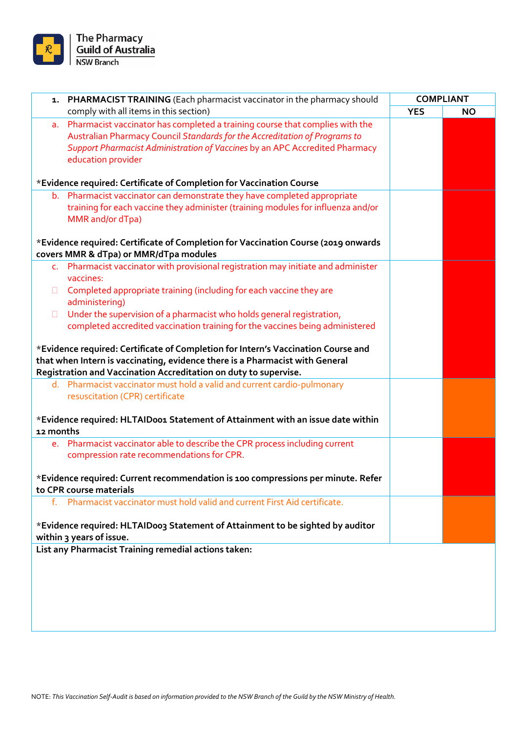| 1. **PHARMACIST TRAINING** (Each pharmacist vaccinator in the pharmacy should comply with all items in this section) | **COMPLIANT** | |
|---|---|---|
| | **YES** | **NO** |
| a. Pharmacist vaccinator has completed a training course that complies with the Australian Pharmacy Council *Standards for the Accreditation of Programs to Support Pharmacist Administration of Vaccines* by an APC Accredited Pharmacy education provider<br><br>\***Evidence required: Certificate of Completion for Vaccination Course** | | |
| b. Pharmacist vaccinator can demonstrate they have completed appropriate training for each vaccine they administer (training modules for influenza and/or MMR and/or dTpa)<br><br>\***Evidence required: Certificate of Completion for Vaccination Course (2019 onwards covers MMR & dTpa) or MMR/dTpa modules** | | |
| c. Pharmacist vaccinator with provisional registration may initiate and administer vaccines:<br>- Completed appropriate training (including for each vaccine they are administering)<br>- Under the supervision of a pharmacist who holds general registration, completed accredited vaccination training for the vaccines being administered<br><br>\***Evidence required: Certificate of Completion for Intern's Vaccination Course and that when Intern is vaccinating, evidence there is a Pharmacist with General Registration and Vaccination Accreditation on duty to supervise.** | | |
| d. Pharmacist vaccinator must hold a valid and current cardio-pulmonary resuscitation (CPR) certificate<br><br>\***Evidence required: HLTAID001 Statement of Attainment with an issue date within 12 months** | | |
| e. Pharmacist vaccinator able to describe the CPR process including current compression rate recommendations for CPR.<br><br>\***Evidence required: Current recommendation is 100 compressions per minute. Refer to CPR course materials** | | |
| f. Pharmacist vaccinator must hold valid and current First Aid certificate.<br><br>\***Evidence required: HLTAID003 Statement of Attainment to be sighted by auditor within 3 years of issue.** | | |
| **List any Pharmacist Training remedial actions taken:** | | |

NOTE: *This Vaccination Self-Audit is based on information provided to the NSW Branch of the Guild by the NSW Ministry of Health.*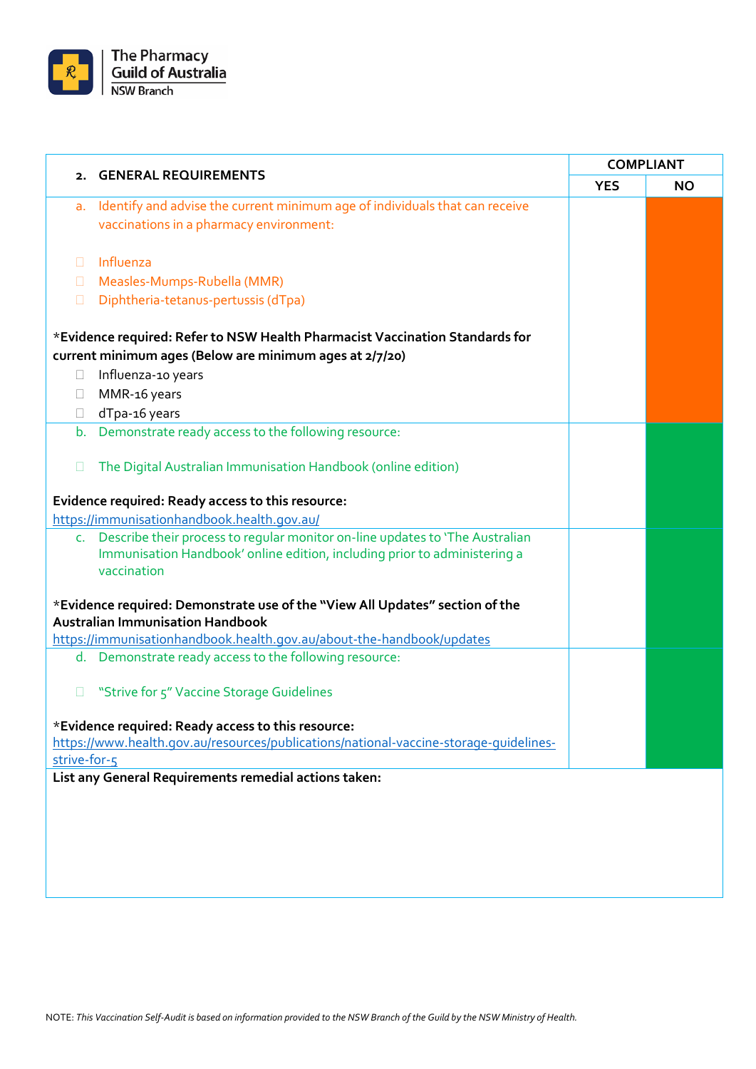| 2. GENERAL REQUIREMENTS | COMPLIANT | |
|---|---|---|
| | YES | NO |
| a. Identify and advise the current minimum age of individuals that can receive vaccinations in a pharmacy environment:<br><br>☐ Influenza<br>☐ Measles-Mumps-Rubella (MMR)<br>☐ Diphtheria-tetanus-pertussis (dTpa)<br><br>***Evidence required: Refer to NSW Health Pharmacist Vaccination Standards for current minimum ages (Below are minimum ages at 2/7/20)**<br>☐ Influenza-10 years<br>☐ MMR-16 years<br>☐ dTpa-16 years | | |
| b. Demonstrate ready access to the following resource:<br><br>☐ The Digital Australian Immunisation Handbook (online edition)<br><br>**Evidence required: Ready access to this resource:**<br>https://immunisationhandbook.health.gov.au/ | | |
| c. Describe their process to regular monitor on-line updates to 'The Australian Immunisation Handbook' online edition, including prior to administering a vaccination<br><br>***Evidence required: Demonstrate use of the "View All Updates" section of the Australian Immunisation Handbook**<br>https://immunisationhandbook.health.gov.au/about-the-handbook/updates | | |
| d. Demonstrate ready access to the following resource:<br><br>☐ "Strive for 5" Vaccine Storage Guidelines<br><br>***Evidence required: Ready access to this resource:**<br>https://www.health.gov.au/resources/publications/national-vaccine-storage-guidelines-strive-for-5 | | |
| **List any General Requirements remedial actions taken:** | | |

NOTE: *This Vaccination Self-Audit is based on information provided to the NSW Branch of the Guild by the NSW Ministry of Health.*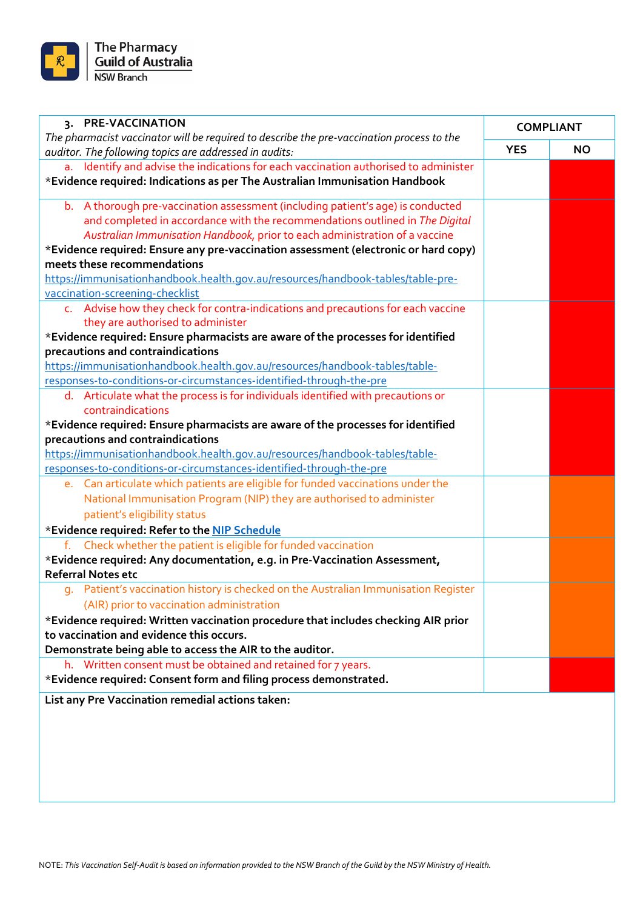| 3. PRE-VACCINATION<br>*The pharmacist vaccinator will be required to describe the pre-vaccination process to the auditor. The following topics are addressed in audits:* | COMPLIANT | |
|---|---|---|
| | **YES** | **NO** |
| a. Identify and advise the indications for each vaccination authorised to administer<br>***Evidence required: Indications as per The Australian Immunisation Handbook** | | |
| b. A thorough pre-vaccination assessment (including patient's age) is conducted and completed in accordance with the recommendations outlined in *The Digital Australian Immunisation Handbook*, prior to each administration of a vaccine<br>***Evidence required: Ensure any pre-vaccination assessment (electronic or hard copy) meets these recommendations**<br>https://immunisationhandbook.health.gov.au/resources/handbook-tables/table-pre-vaccination-screening-checklist | | |
| c. Advise how they check for contra-indications and precautions for each vaccine they are authorised to administer<br>***Evidence required: Ensure pharmacists are aware of the processes for identified precautions and contraindications**<br>https://immunisationhandbook.health.gov.au/resources/handbook-tables/table-responses-to-conditions-or-circumstances-identified-through-the-pre | | |
| d. Articulate what the process is for individuals identified with precautions or contraindications<br>***Evidence required: Ensure pharmacists are aware of the processes for identified precautions and contraindications**<br>https://immunisationhandbook.health.gov.au/resources/handbook-tables/table-responses-to-conditions-or-circumstances-identified-through-the-pre | | |
| e. Can articulate which patients are eligible for funded vaccinations under the National Immunisation Program (NIP) they are authorised to administer patient's eligibility status<br>***Evidence required: Refer to the NIP Schedule** | | |
| f. Check whether the patient is eligible for funded vaccination<br>***Evidence required: Any documentation, e.g. in Pre-Vaccination Assessment, Referral Notes etc** | | |
| g. Patient's vaccination history is checked on the Australian Immunisation Register (AIR) prior to vaccination administration<br>***Evidence required: Written vaccination procedure that includes checking AIR prior to vaccination and evidence this occurs.**<br>**Demonstrate being able to access the AIR to the auditor.** | | |
| h. Written consent must be obtained and retained for 7 years.<br>***Evidence required: Consent form and filing process demonstrated.** | | |
| **List any Pre Vaccination remedial actions taken:** | | |

NOTE: *This Vaccination Self-Audit is based on information provided to the NSW Branch of the Guild by the NSW Ministry of Health.*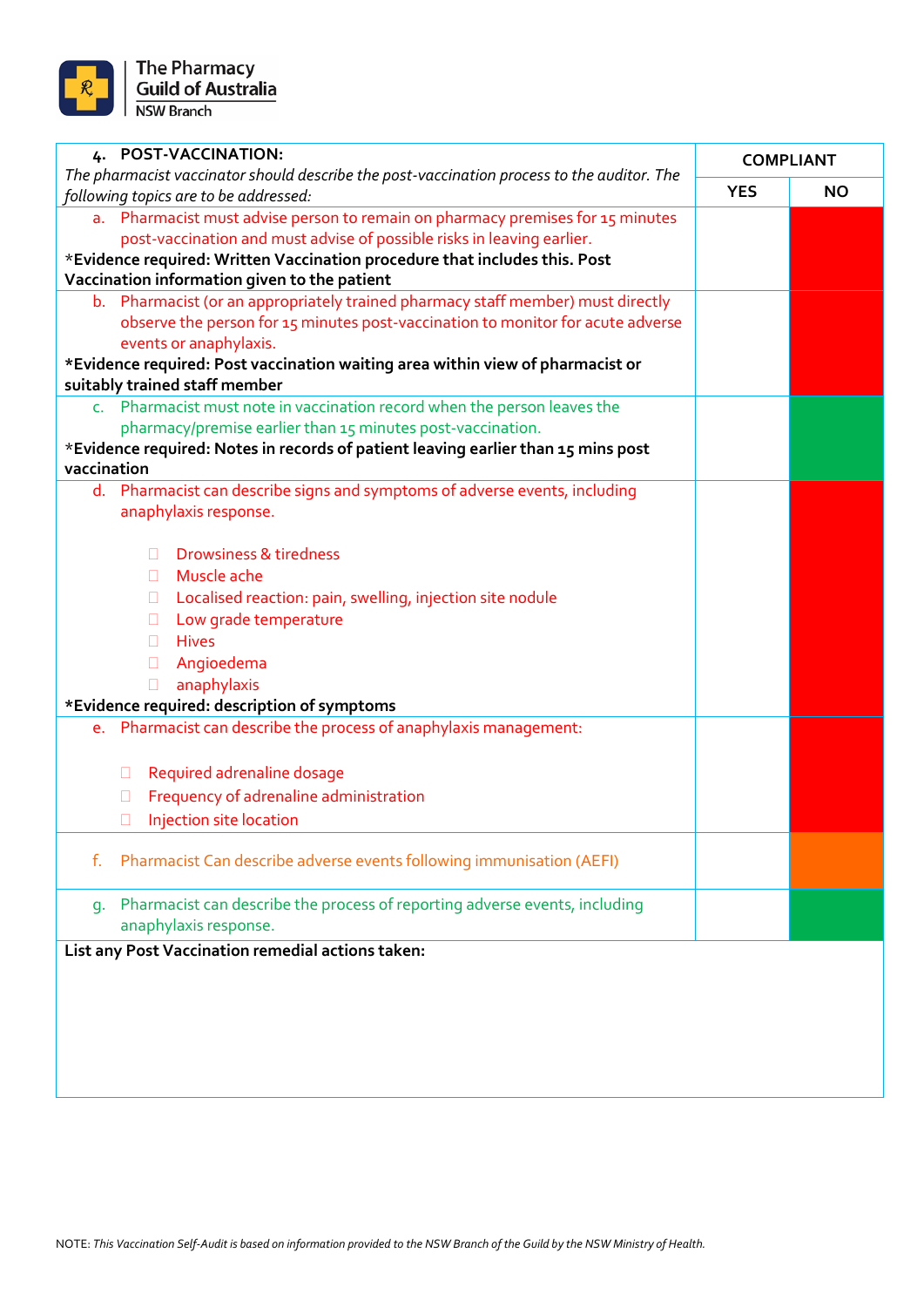| **4. POST-VACCINATION:** *The pharmacist vaccinator should describe the post-vaccination process to the auditor. The following topics are to be addressed:* | **COMPLIANT** | |
|---|---|---|
| | **YES** | **NO** |
| a. Pharmacist must advise person to remain on pharmacy premises for 15 minutes post-vaccination and must advise of possible risks in leaving earlier. **\*Evidence required: Written Vaccination procedure that includes this. Post Vaccination information given to the patient** | | |
| b. Pharmacist (or an appropriately trained pharmacy staff member) must directly observe the person for 15 minutes post-vaccination to monitor for acute adverse events or anaphylaxis. **\*Evidence required: Post vaccination waiting area within view of pharmacist or suitably trained staff member** | | |
| c. Pharmacist must note in vaccination record when the person leaves the pharmacy/premise earlier than 15 minutes post-vaccination. **\*Evidence required: Notes in records of patient leaving earlier than 15 mins post vaccination** | | |
| d. Pharmacist can describe signs and symptoms of adverse events, including anaphylaxis response.<br>☐ Drowsiness & tiredness<br>☐ Muscle ache<br>☐ Localised reaction: pain, swelling, injection site nodule<br>☐ Low grade temperature<br>☐ Hives<br>☐ Angioedema<br>☐ anaphylaxis<br>**\*Evidence required: description of symptoms** | | |
| e. Pharmacist can describe the process of anaphylaxis management:<br>☐ Required adrenaline dosage<br>☐ Frequency of adrenaline administration<br>☐ Injection site location | | |
| f. Pharmacist Can describe adverse events following immunisation (AEFI) | | |
| g. Pharmacist can describe the process of reporting adverse events, including anaphylaxis response. | | |
| **List any Post Vaccination remedial actions taken:** | | |

NOTE: *This Vaccination Self-Audit is based on information provided to the NSW Branch of the Guild by the NSW Ministry of Health.*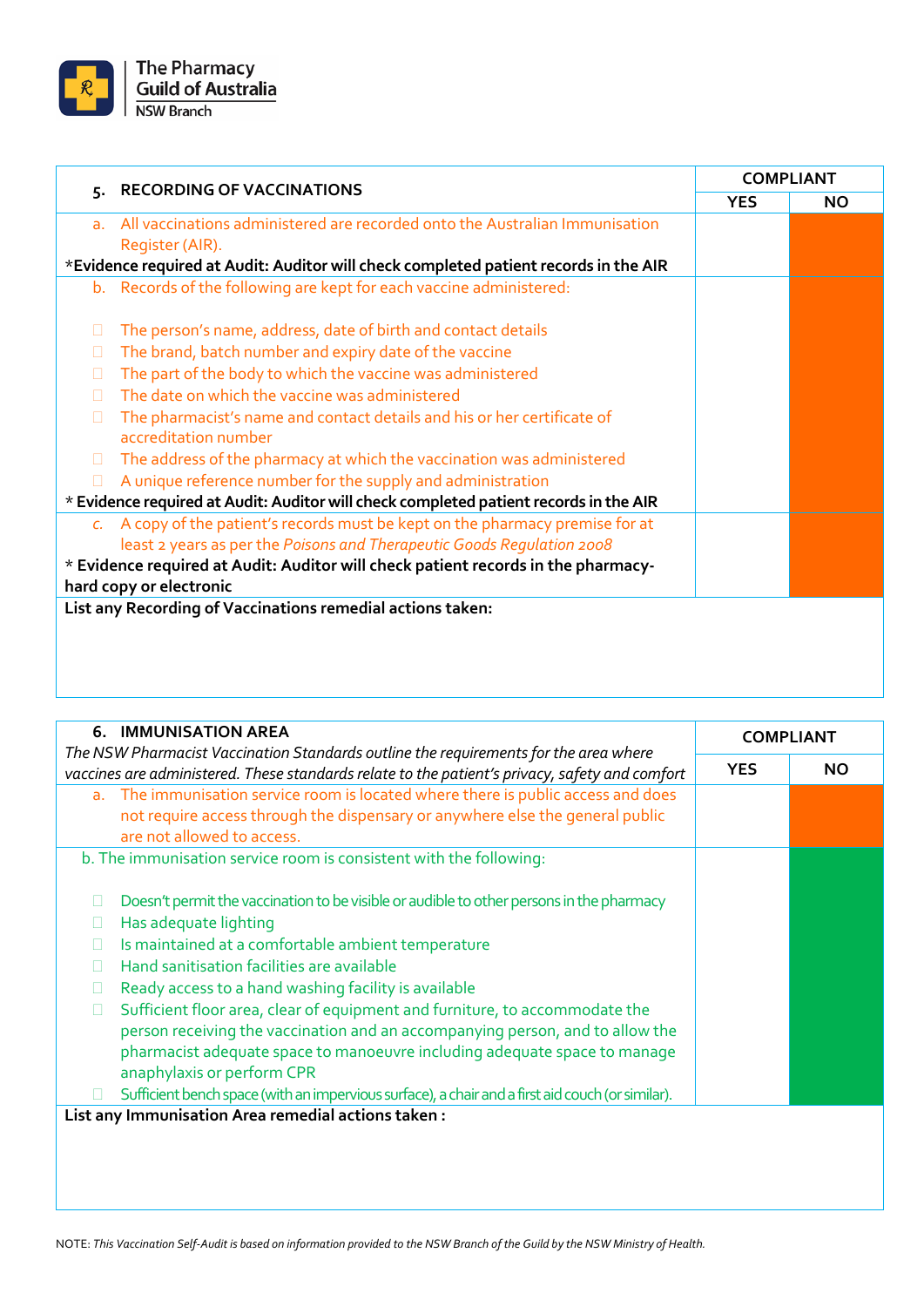| 5. RECORDING OF VACCINATIONS | COMPLIANT | |
|---|---|---|
| | YES | NO |
| a. All vaccinations administered are recorded onto the Australian Immunisation Register (AIR).<br>**\*Evidence required at Audit: Auditor will check completed patient records in the AIR** | | |
| b. Records of the following are kept for each vaccine administered:<br>☐ The person's name, address, date of birth and contact details<br>☐ The brand, batch number and expiry date of the vaccine<br>☐ The part of the body to which the vaccine was administered<br>☐ The date on which the vaccine was administered<br>☐ The pharmacist's name and contact details and his or her certificate of accreditation number<br>☐ The address of the pharmacy at which the vaccination was administered<br>☐ A unique reference number for the supply and administration<br>**\* Evidence required at Audit: Auditor will check completed patient records in the AIR** | | |
| c. A copy of the patient's records must be kept on the pharmacy premise for at least 2 years as per the *Poisons and Therapeutic Goods Regulation 2008*<br>**\* Evidence required at Audit: Auditor will check patient records in the pharmacy- hard copy or electronic** | | |
| **List any Recording of Vaccinations remedial actions taken:** | | |

| 6. IMMUNISATION AREA<br>*The NSW Pharmacist Vaccination Standards outline the requirements for the area where vaccines are administered. These standards relate to the patient's privacy, safety and comfort* | COMPLIANT | |
|---|---|---|
| | YES | NO |
| a. The immunisation service room is located where there is public access and does not require access through the dispensary or anywhere else the general public are not allowed to access. | | |
| b. The immunisation service room is consistent with the following:<br>☐ Doesn't permit the vaccination to be visible or audible to other persons in the pharmacy<br>☐ Has adequate lighting<br>☐ Is maintained at a comfortable ambient temperature<br>☐ Hand sanitisation facilities are available<br>☐ Ready access to a hand washing facility is available<br>☐ Sufficient floor area, clear of equipment and furniture, to accommodate the person receiving the vaccination and an accompanying person, and to allow the pharmacist adequate space to manoeuvre including adequate space to manage anaphylaxis or perform CPR<br>☐ Sufficient bench space (with an impervious surface), a chair and a first aid couch (or similar). | | |
| **List any Immunisation Area remedial actions taken :** | | |

NOTE: *This Vaccination Self-Audit is based on information provided to the NSW Branch of the Guild by the NSW Ministry of Health.*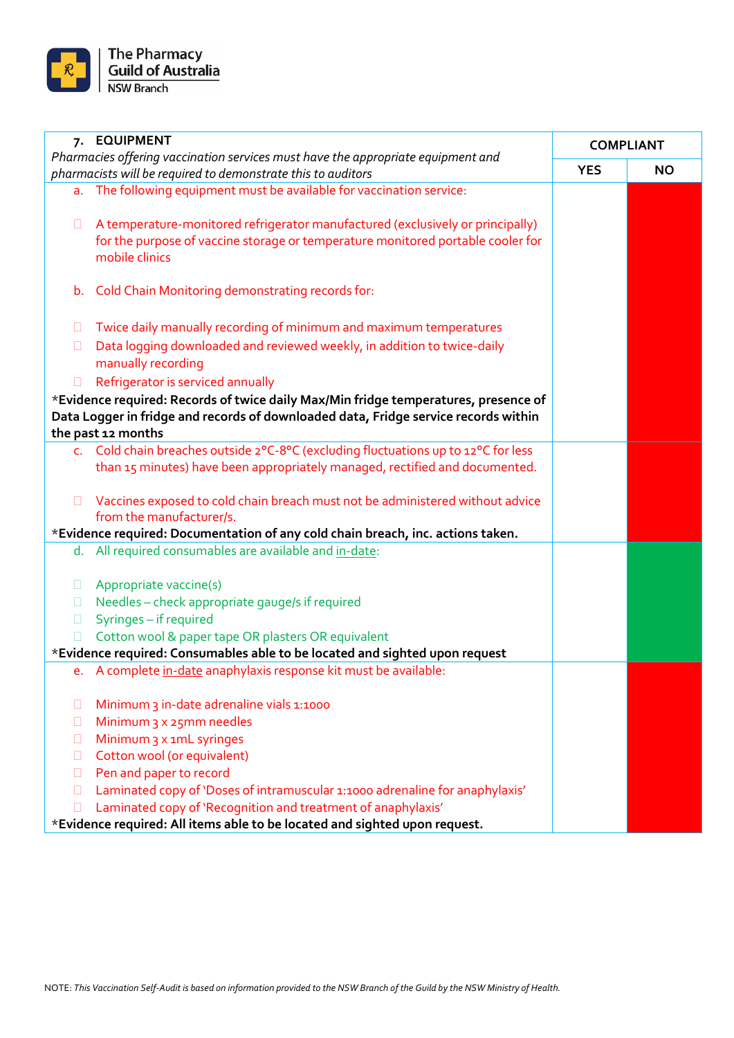The Pharmacy Guild of Australia
NSW Branch

| **7. EQUIPMENT**<br>*Pharmacies offering vaccination services must have the appropriate equipment and pharmacists will be required to demonstrate this to auditors* | **COMPLIANT** | |
|---|---|---|
| | **YES** | **NO** |
| a. The following equipment must be available for vaccination service:<br><br>☐ A temperature-monitored refrigerator manufactured (exclusively or principally) for the purpose of vaccine storage or temperature monitored portable cooler for mobile clinics<br><br>b. Cold Chain Monitoring demonstrating records for:<br><br>☐ Twice daily manually recording of minimum and maximum temperatures<br>☐ Data logging downloaded and reviewed weekly, in addition to twice-daily manually recording<br>☐ Refrigerator is serviced annually<br>**\*Evidence required: Records of twice daily Max/Min fridge temperatures, presence of Data Logger in fridge and records of downloaded data, Fridge service records within the past 12 months** | | |
| c. Cold chain breaches outside 2°C-8°C (excluding fluctuations up to 12°C for less than 15 minutes) have been appropriately managed, rectified and documented.<br><br>☐ Vaccines exposed to cold chain breach must not be administered without advice from the manufacturer/s.<br>**\*Evidence required: Documentation of any cold chain breach, inc. actions taken.** | | |
| d. All required consumables are available and <u>in-date</u>:<br><br>☐ Appropriate vaccine(s)<br>☐ Needles – check appropriate gauge/s if required<br>☐ Syringes – if required<br>☐ Cotton wool & paper tape OR plasters OR equivalent<br>**\*Evidence required: Consumables able to be located and sighted upon request** | | |
| e. A complete <u>in-date</u> anaphylaxis response kit must be available:<br><br>☐ Minimum 3 in-date adrenaline vials 1:1000<br>☐ Minimum 3 x 25mm needles<br>☐ Minimum 3 x 1mL syringes<br>☐ Cotton wool (or equivalent)<br>☐ Pen and paper to record<br>☐ Laminated copy of 'Doses of intramuscular 1:1000 adrenaline for anaphylaxis'<br>☐ Laminated copy of 'Recognition and treatment of anaphylaxis'<br>**\*Evidence required: All items able to be located and sighted upon request.** | | |

NOTE: *This Vaccination Self-Audit is based on information provided to the NSW Branch of the Guild by the NSW Ministry of Health.*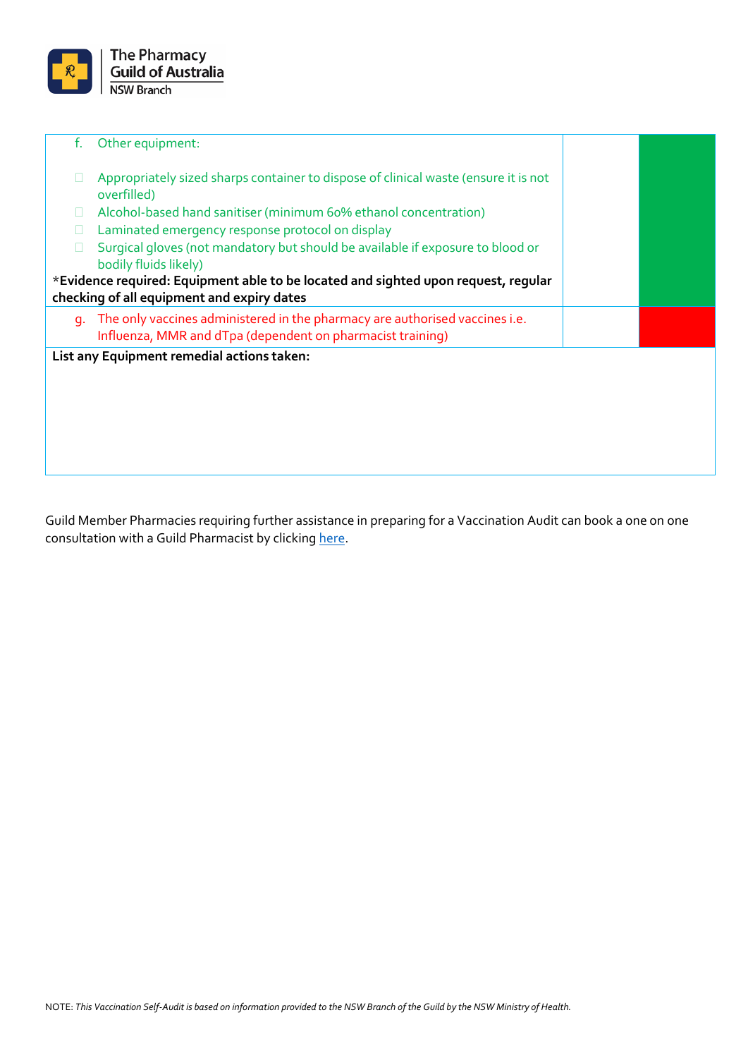| | | |
|---|---|---|
| f. Other equipment:<br><br>☐ Appropriately sized sharps container to dispose of clinical waste (ensure it is not overfilled)<br>☐ Alcohol-based hand sanitiser (minimum 60% ethanol concentration)<br>☐ Laminated emergency response protocol on display<br>☐ Surgical gloves (not mandatory but should be available if exposure to blood or bodily fluids likely)<br>***Evidence required: Equipment able to be located and sighted upon request, regular checking of all equipment and expiry dates** | | |
| g. The only vaccines administered in the pharmacy are authorised vaccines i.e. Influenza, MMR and dTpa (dependent on pharmacist training) | | |
| **List any Equipment remedial actions taken:** | | |

Guild Member Pharmacies requiring further assistance in preparing for a Vaccination Audit can book a one on one consultation with a Guild Pharmacist by clicking here.

NOTE: *This Vaccination Self-Audit is based on information provided to the NSW Branch of the Guild by the NSW Ministry of Health.*